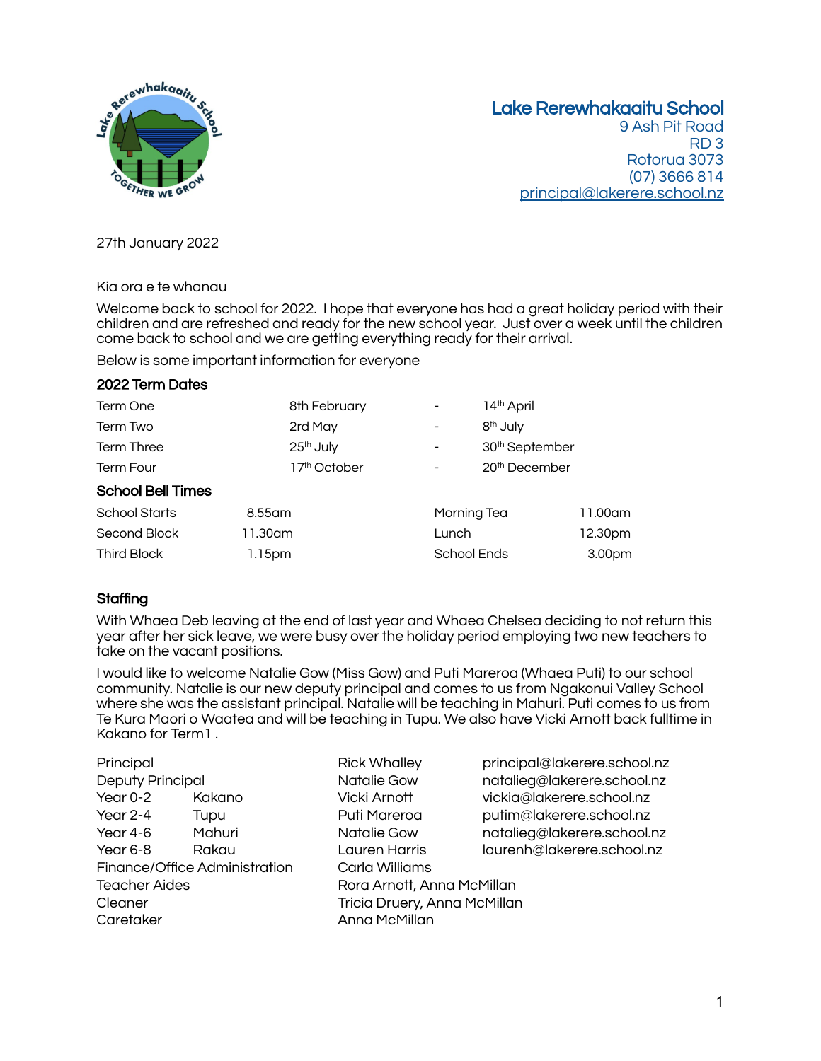**Lake Rerewhakaaitu School**
9 Ash Pit Road
RD 3
Rotorua 3073
(07) 3666 814
principal@lakerere.school.nz

27th January 2022

Kia ora e te whanau

Welcome back to school for 2022. I hope that everyone has had a great holiday period with their children and are refreshed and ready for the new school year. Just over a week until the children come back to school and we are getting everything ready for their arrival.

Below is some important information for everyone

## 2022 Term Dates

| | | | |
|---|---|---|---|
| Term One | 8th February | - | 14th April |
| Term Two | 2rd May | - | 8th July |
| Term Three | 25th July | - | 30th September |
| Term Four | 17th October | - | 20th December |

## School Bell Times

| | | | |
|---|---|---|---|
| School Starts | 8.55am | Morning Tea | 11.00am |
| Second Block | 11.30am | Lunch | 12.30pm |
| Third Block | 1.15pm | School Ends | 3.00pm |

## Staffing

With Whaea Deb leaving at the end of last year and Whaea Chelsea deciding to not return this year after her sick leave, we were busy over the holiday period employing two new teachers to take on the vacant positions.

I would like to welcome Natalie Gow (Miss Gow) and Puti Mareroa (Whaea Puti) to our school community. Natalie is our new deputy principal and comes to us from Ngakonui Valley School where she was the assistant principal. Natalie will be teaching in Mahuri. Puti comes to us from Te Kura Maori o Waatea and will be teaching in Tupu. We also have Vicki Arnott back fulltime in Kakano for Term1 .

| | | | |
|---|---|---|---|
| Principal | | Rick Whalley | principal@lakerere.school.nz |
| Deputy Principal | | Natalie Gow | natalieg@lakerere.school.nz |
| Year 0-2 | Kakano | Vicki Arnott | vickia@lakerere.school.nz |
| Year 2-4 | Tupu | Puti Mareroa | putim@lakerere.school.nz |
| Year 4-6 | Mahuri | Natalie Gow | natalieg@lakerere.school.nz |
| Year 6-8 | Rakau | Lauren Harris | laurenh@lakerere.school.nz |
| Finance/Office Administration | | Carla Williams | |
| Teacher Aides | | Rora Arnott, Anna McMillan | |
| Cleaner | | Tricia Druery, Anna McMillan | |
| Caretaker | | Anna McMillan | |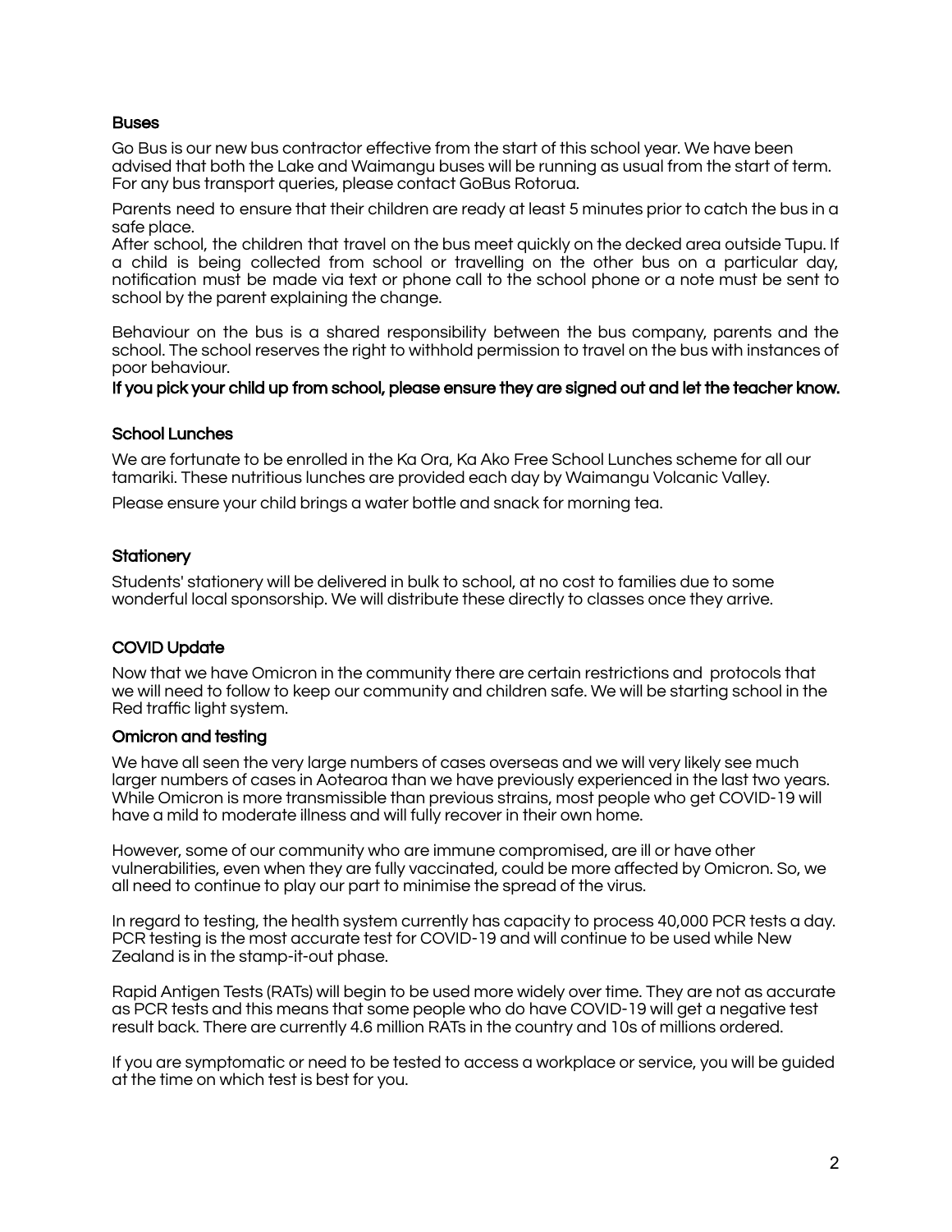### Buses

Go Bus is our new bus contractor effective from the start of this school year. We have been advised that both the Lake and Waimangu buses will be running as usual from the start of term. For any bus transport queries, please contact GoBus Rotorua.

Parents need to ensure that their children are ready at least 5 minutes prior to catch the bus in a safe place.

After school, the children that travel on the bus meet quickly on the decked area outside Tupu. If a child is being collected from school or travelling on the other bus on a particular day, notification must be made via text or phone call to the school phone or a note must be sent to school by the parent explaining the change.

Behaviour on the bus is a shared responsibility between the bus company, parents and the school. The school reserves the right to withhold permission to travel on the bus with instances of poor behaviour.

**If you pick your child up from school, please ensure they are signed out and let the teacher know.**

### School Lunches

We are fortunate to be enrolled in the Ka Ora, Ka Ako Free School Lunches scheme for all our tamariki. These nutritious lunches are provided each day by Waimangu Volcanic Valley.

Please ensure your child brings a water bottle and snack for morning tea.

### Stationery

Students' stationery will be delivered in bulk to school, at no cost to families due to some wonderful local sponsorship. We will distribute these directly to classes once they arrive.

### COVID Update

Now that we have Omicron in the community there are certain restrictions and protocols that we will need to follow to keep our community and children safe. We will be starting school in the Red traffic light system.

#### Omicron and testing

We have all seen the very large numbers of cases overseas and we will very likely see much larger numbers of cases in Aotearoa than we have previously experienced in the last two years. While Omicron is more transmissible than previous strains, most people who get COVID-19 will have a mild to moderate illness and will fully recover in their own home.

However, some of our community who are immune compromised, are ill or have other vulnerabilities, even when they are fully vaccinated, could be more affected by Omicron. So, we all need to continue to play our part to minimise the spread of the virus.

In regard to testing, the health system currently has capacity to process 40,000 PCR tests a day. PCR testing is the most accurate test for COVID-19 and will continue to be used while New Zealand is in the stamp-it-out phase.

Rapid Antigen Tests (RATs) will begin to be used more widely over time. They are not as accurate as PCR tests and this means that some people who do have COVID-19 will get a negative test result back. There are currently 4.6 million RATs in the country and 10s of millions ordered.

If you are symptomatic or need to be tested to access a workplace or service, you will be guided at the time on which test is best for you.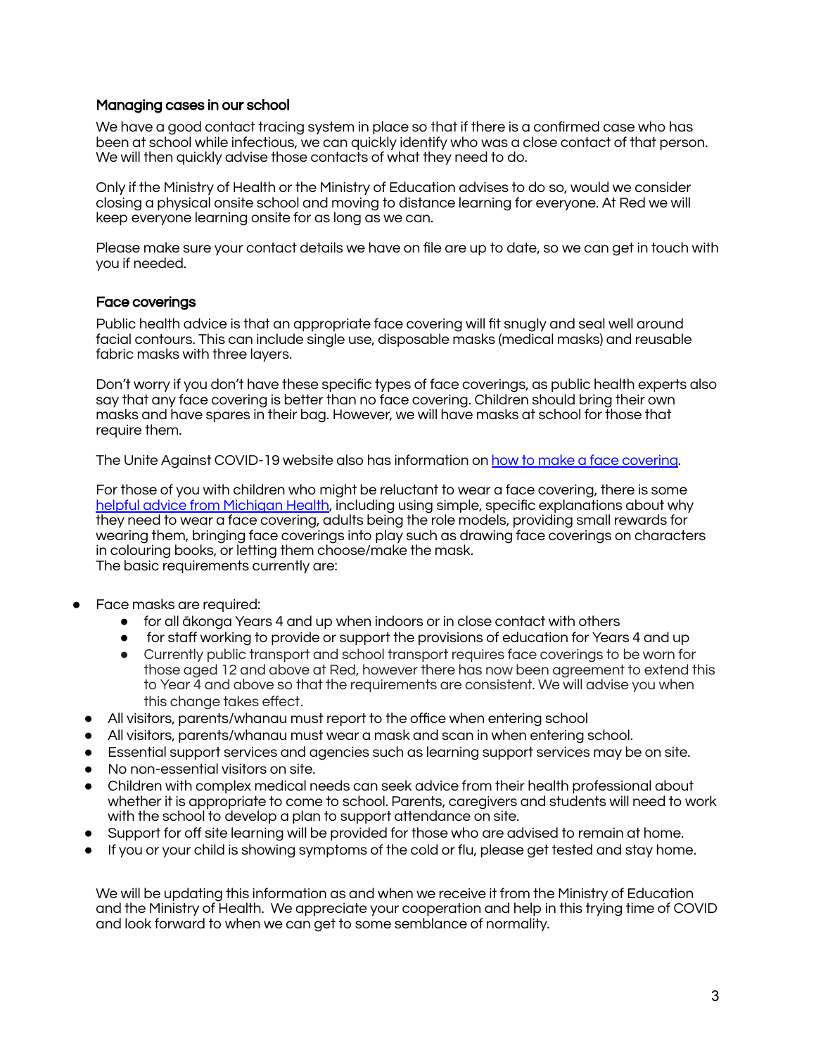### Managing cases in our school

We have a good contact tracing system in place so that if there is a confirmed case who has been at school while infectious, we can quickly identify who was a close contact of that person. We will then quickly advise those contacts of what they need to do.

Only if the Ministry of Health or the Ministry of Education advises to do so, would we consider closing a physical onsite school and moving to distance learning for everyone. At Red we will keep everyone learning onsite for as long as we can.

Please make sure your contact details we have on file are up to date, so we can get in touch with you if needed.

### Face coverings

Public health advice is that an appropriate face covering will fit snugly and seal well around facial contours. This can include single use, disposable masks (medical masks) and reusable fabric masks with three layers.

Don't worry if you don't have these specific types of face coverings, as public health experts also say that any face covering is better than no face covering. Children should bring their own masks and have spares in their bag. However, we will have masks at school for those that require them.

The Unite Against COVID-19 website also has information on [how to make a face covering](#).

For those of you with children who might be reluctant to wear a face covering, there is some [helpful advice from Michigan Health](#), including using simple, specific explanations about why they need to wear a face covering, adults being the role models, providing small rewards for wearing them, bringing face coverings into play such as drawing face coverings on characters in colouring books, or letting them choose/make the mask.
The basic requirements currently are:

- Face masks are required:
  - for all ākonga Years 4 and up when indoors or in close contact with others
  - for staff working to provide or support the provisions of education for Years 4 and up
  - Currently public transport and school transport requires face coverings to be worn for those aged 12 and above at Red, however there has now been agreement to extend this to Year 4 and above so that the requirements are consistent. We will advise you when this change takes effect.
- All visitors, parents/whanau must report to the office when entering school
- All visitors, parents/whanau must wear a mask and scan in when entering school.
- Essential support services and agencies such as learning support services may be on site.
- No non-essential visitors on site.
- Children with complex medical needs can seek advice from their health professional about whether it is appropriate to come to school. Parents, caregivers and students will need to work with the school to develop a plan to support attendance on site.
- Support for off site learning will be provided for those who are advised to remain at home.
- If you or your child is showing symptoms of the cold or flu, please get tested and stay home.

We will be updating this information as and when we receive it from the Ministry of Education and the Ministry of Health. We appreciate your cooperation and help in this trying time of COVID and look forward to when we can get to some semblance of normality.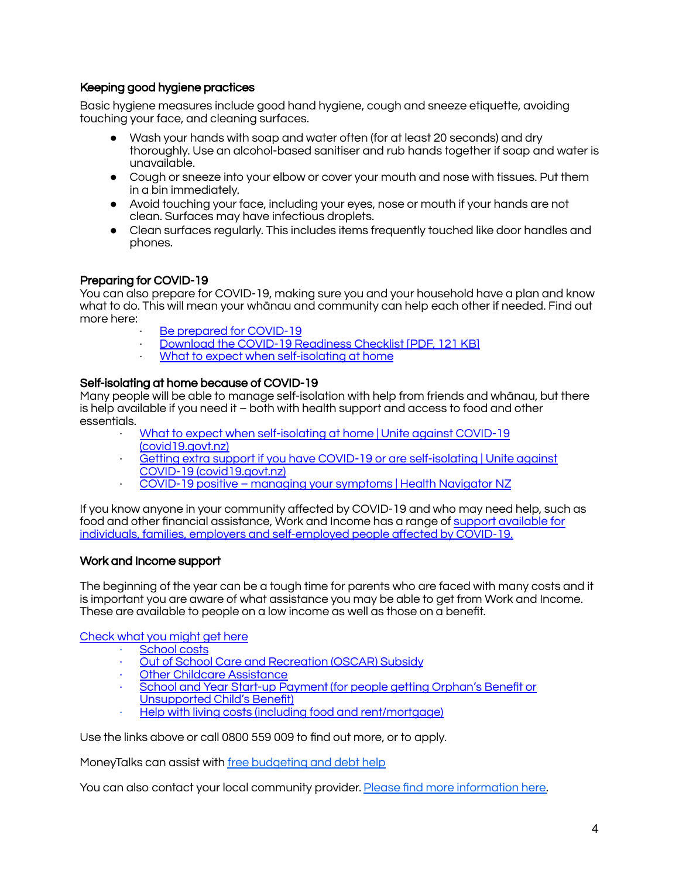## Keeping good hygiene practices

Basic hygiene measures include good hand hygiene, cough and sneeze etiquette, avoiding touching your face, and cleaning surfaces.

- Wash your hands with soap and water often (for at least 20 seconds) and dry thoroughly. Use an alcohol-based sanitiser and rub hands together if soap and water is unavailable.
- Cough or sneeze into your elbow or cover your mouth and nose with tissues. Put them in a bin immediately.
- Avoid touching your face, including your eyes, nose or mouth if your hands are not clean. Surfaces may have infectious droplets.
- Clean surfaces regularly. This includes items frequently touched like door handles and phones.

## Preparing for COVID-19

You can also prepare for COVID-19, making sure you and your household have a plan and know what to do. This will mean your whānau and community can help each other if needed. Find out more here:

- Be prepared for COVID-19
- Download the COVID-19 Readiness Checklist [PDF, 121 KB]
- What to expect when self-isolating at home

## Self-isolating at home because of COVID-19

Many people will be able to manage self-isolation with help from friends and whānau, but there is help available if you need it – both with health support and access to food and other essentials.

- What to expect when self-isolating at home | Unite against COVID-19 (covid19.govt.nz)
- Getting extra support if you have COVID-19 or are self-isolating | Unite against COVID-19 (covid19.govt.nz)
- COVID-19 positive – managing your symptoms | Health Navigator NZ

If you know anyone in your community affected by COVID-19 and who may need help, such as food and other financial assistance, Work and Income has a range of support available for individuals, families, employers and self-employed people affected by COVID-19.

## Work and Income support

The beginning of the year can be a tough time for parents who are faced with many costs and it is important you are aware of what assistance you may be able to get from Work and Income. These are available to people on a low income as well as those on a benefit.

Check what you might get here

- School costs
- Out of School Care and Recreation (OSCAR) Subsidy
- Other Childcare Assistance
- School and Year Start-up Payment (for people getting Orphan's Benefit or Unsupported Child's Benefit)
- Help with living costs (including food and rent/mortgage)

Use the links above or call 0800 559 009 to find out more, or to apply.

MoneyTalks can assist with free budgeting and debt help

You can also contact your local community provider. Please find more information here.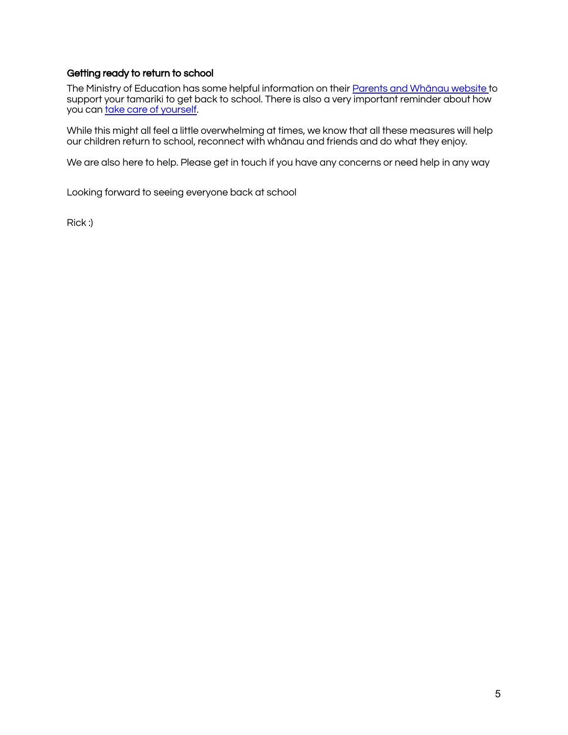### Getting ready to return to school

The Ministry of Education has some helpful information on their [Parents and Whānau website](#) to support your tamariki to get back to school. There is also a very important reminder about how you can [take care of yourself](#).

While this might all feel a little overwhelming at times, we know that all these measures will help our children return to school, reconnect with whānau and friends and do what they enjoy.

We are also here to help. Please get in touch if you have any concerns or need help in any way

Looking forward to seeing everyone back at school

Rick :)